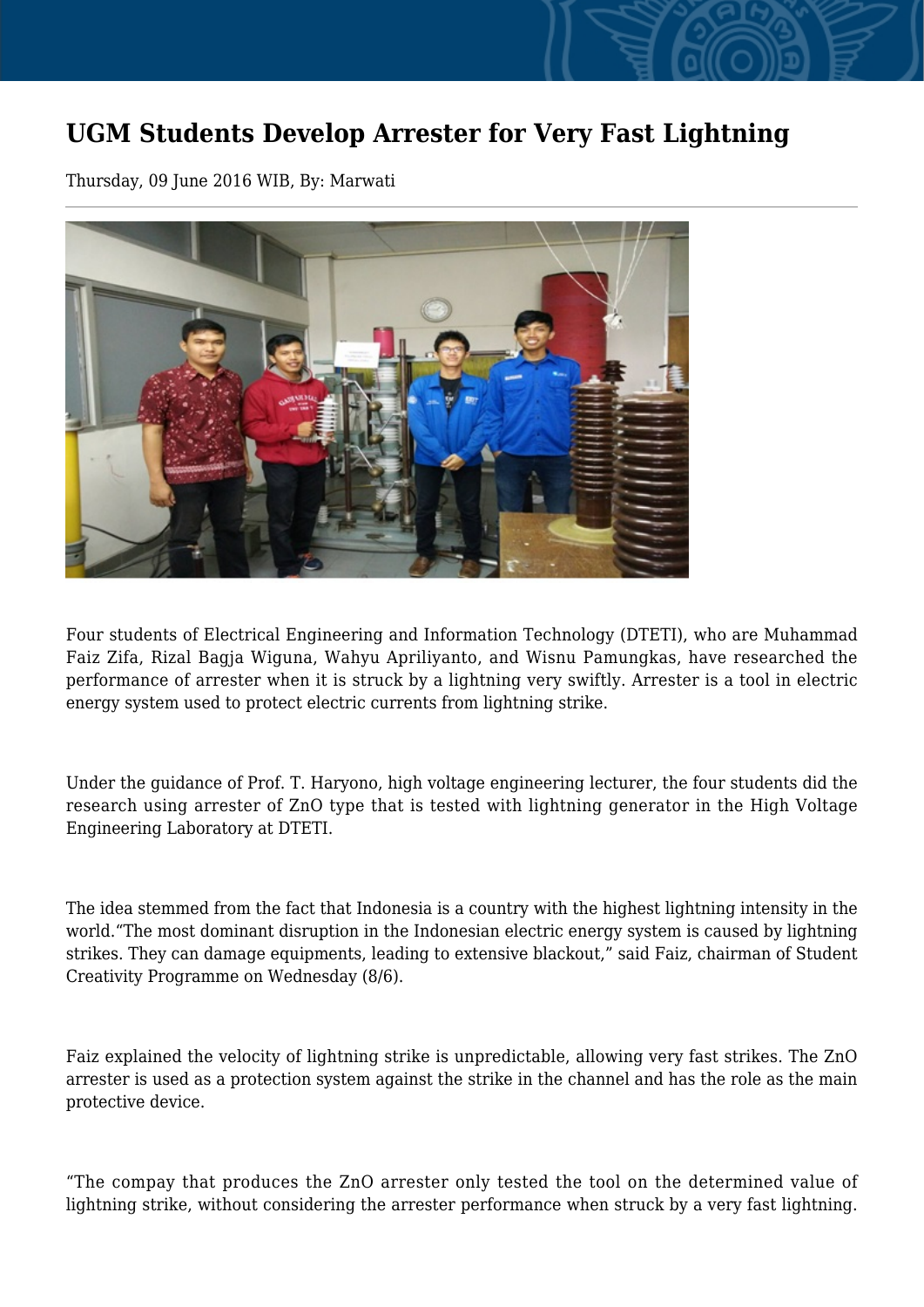# UGM Students Develop Arrester for Very Fast Lightning

Thursday, 09 June 2016 WIB, By: Marwati

Four students of Electrical Engineering and Information Technology (DTETI), who are Muhammad Faiz Zifa, Rizal Bagja Wiguna, Wahyu Apriliyanto, and Wisnu Pamungkas, have researched the performance of arrester when it is struck by a lightning very swiftly. Arrester is a tool in electric energy system used to protect electric currents from lightning strike.

Under the guidance of Prof. T. Haryono, high voltage engineering lecturer, the four students did the research using arrester of ZnO type that is tested with lightning generator in the High Voltage Engineering Laboratory at DTETI.

The idea stemmed from the fact that Indonesia is a country with the highest lightning intensity in the world."The most dominant disruption in the Indonesian electric energy system is caused by lightning strikes. They can damage equipments, leading to extensive blackout," said Faiz, chairman of Student Creativity Programme on Wednesday (8/6).

Faiz explained the velocity of lightning strike is unpredictable, allowing very fast strikes. The ZnO arrester is used as a protection system against the strike in the channel and has the role as the main protective device.

"The compay that produces the ZnO arrester only tested the tool on the determined value of lightning strike, without considering the arrester performance when struck by a very fast lightning.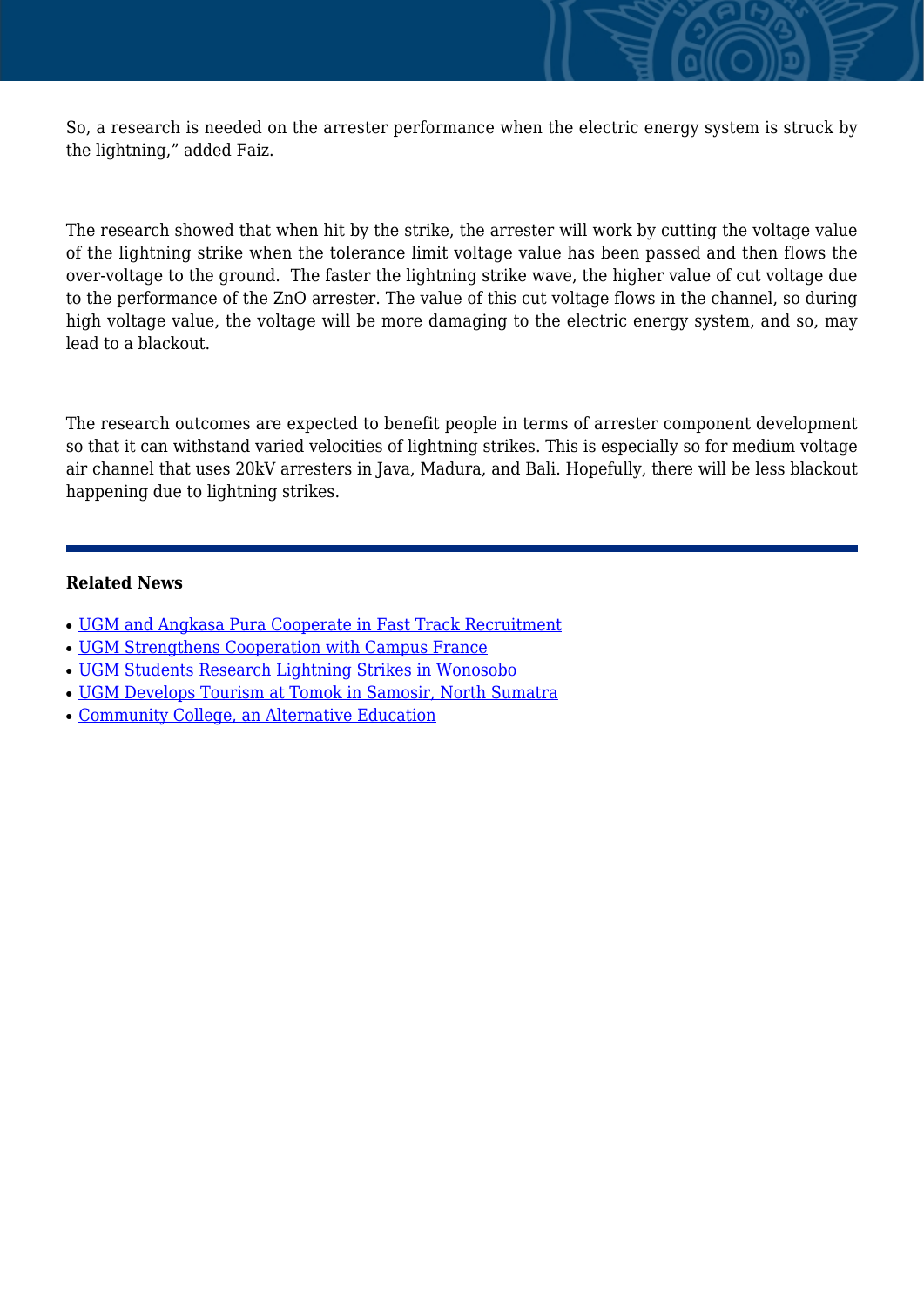So, a research is needed on the arrester performance when the electric energy system is struck by the lightning," added Faiz.

The research showed that when hit by the strike, the arrester will work by cutting the voltage value of the lightning strike when the tolerance limit voltage value has been passed and then flows the over-voltage to the ground. The faster the lightning strike wave, the higher value of cut voltage due to the performance of the ZnO arrester. The value of this cut voltage flows in the channel, so during high voltage value, the voltage will be more damaging to the electric energy system, and so, may lead to a blackout.

The research outcomes are expected to benefit people in terms of arrester component development so that it can withstand varied velocities of lightning strikes. This is especially so for medium voltage air channel that uses 20kV arresters in Java, Madura, and Bali. Hopefully, there will be less blackout happening due to lightning strikes.

---

**Related News**

- UGM and Angkasa Pura Cooperate in Fast Track Recruitment
- UGM Strengthens Cooperation with Campus France
- UGM Students Research Lightning Strikes in Wonosobo
- UGM Develops Tourism at Tomok in Samosir, North Sumatra
- Community College, an Alternative Education